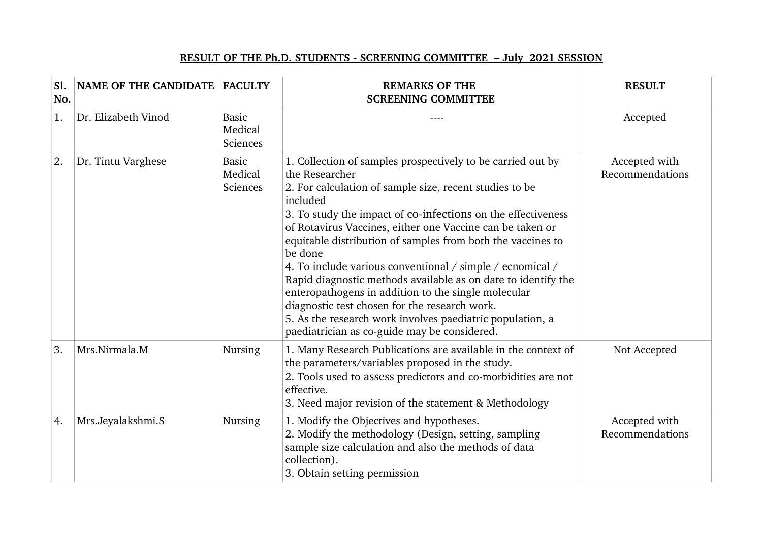## RESULT OF THE Ph.D. STUDENTS - SCREENING COMMITTEE – July 2021 SESSION

| Sl. No. | NAME OF THE CANDIDATE | FACULTY | REMARKS OF THE SCREENING COMMITTEE | RESULT |
|---|---|---|---|---|
| 1. | Dr. Elizabeth Vinod | Basic Medical Sciences | ---- | Accepted |
| 2. | Dr. Tintu Varghese | Basic Medical Sciences | 1. Collection of samples prospectively to be carried out by the Researcher<br>2. For calculation of sample size, recent studies to be included<br>3. To study the impact of co-infections on the effectiveness of Rotavirus Vaccines, either one Vaccine can be taken or equitable distribution of samples from both the vaccines to be done<br>4. To include various conventional / simple / ecnomical / Rapid diagnostic methods available as on date to identify the enteropathogens in addition to the single molecular diagnostic test chosen for the research work.<br>5. As the research work involves paediatric population, a paediatrician as co-guide may be considered. | Accepted with Recommendations |
| 3. | Mrs.Nirmala.M | Nursing | 1. Many Research Publications are available in the context of the parameters/variables proposed in the study.<br>2. Tools used to assess predictors and co-morbidities are not effective.<br>3. Need major revision of the statement & Methodology | Not Accepted |
| 4. | Mrs.Jeyalakshmi.S | Nursing | 1. Modify the Objectives and hypotheses.<br>2. Modify the methodology (Design, setting, sampling sample size calculation and also the methods of data collection).<br>3. Obtain setting permission | Accepted with Recommendations |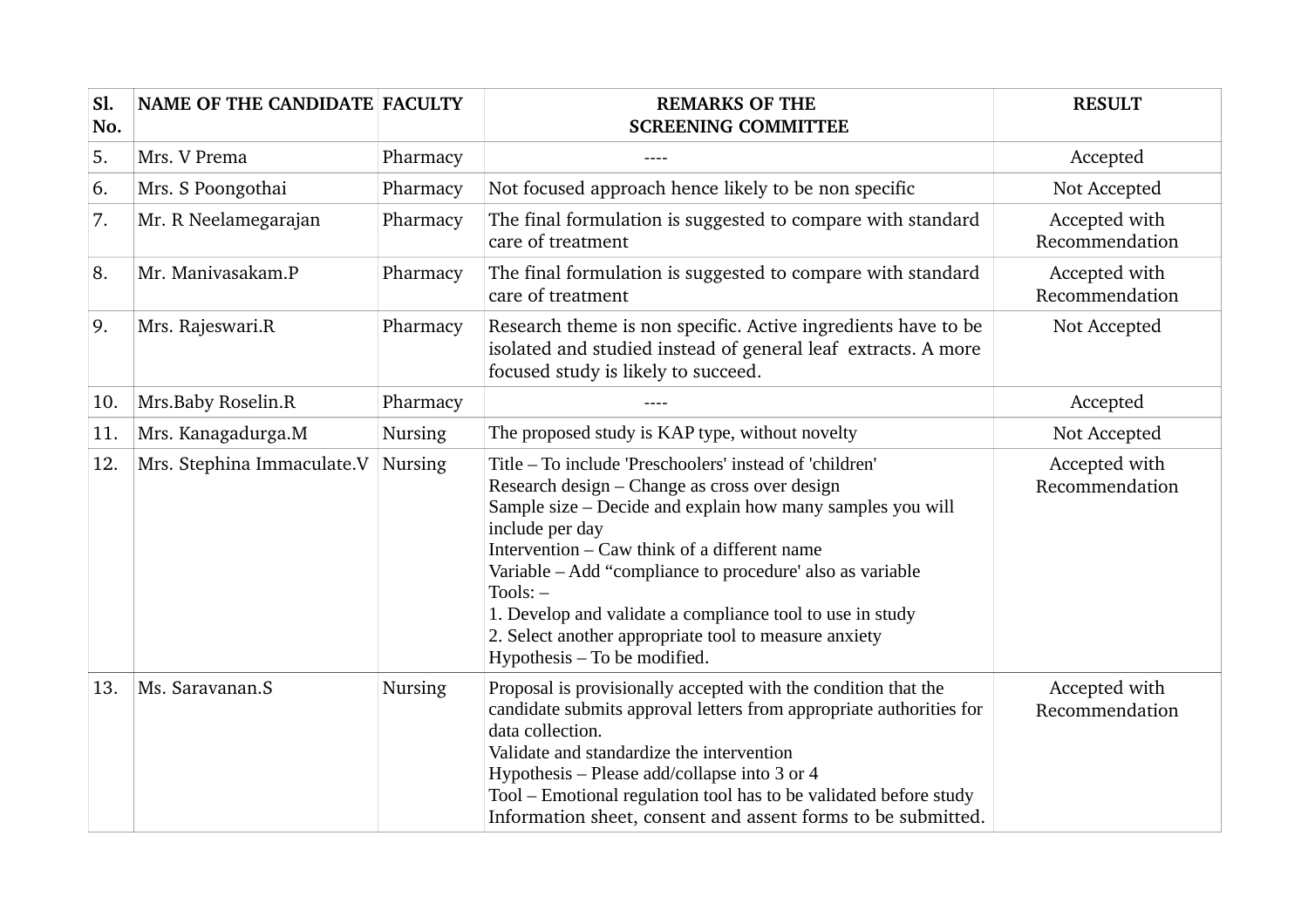| Sl. No. | NAME OF THE CANDIDATE | FACULTY | REMARKS OF THE SCREENING COMMITTEE | RESULT |
|---|---|---|---|---|
| 5. | Mrs. V Prema | Pharmacy | ---- | Accepted |
| 6. | Mrs. S Poongothai | Pharmacy | Not focused approach hence likely to be non specific | Not Accepted |
| 7. | Mr. R Neelamegarajan | Pharmacy | The final formulation is suggested to compare with standard care of treatment | Accepted with Recommendation |
| 8. | Mr. Manivasakam.P | Pharmacy | The final formulation is suggested to compare with standard care of treatment | Accepted with Recommendation |
| 9. | Mrs. Rajeswari.R | Pharmacy | Research theme is non specific. Active ingredients have to be isolated and studied instead of general leaf extracts. A more focused study is likely to succeed. | Not Accepted |
| 10. | Mrs.Baby Roselin.R | Pharmacy | ---- | Accepted |
| 11. | Mrs. Kanagadurga.M | Nursing | The proposed study is KAP type, without novelty | Not Accepted |
| 12. | Mrs. Stephina Immaculate.V | Nursing | Title – To include 'Preschoolers' instead of 'children'<br>Research design – Change as cross over design<br>Sample size – Decide and explain how many samples you will include per day<br>Intervention – Caw think of a different name<br>Variable – Add "compliance to procedure' also as variable<br>Tools: –<br>1. Develop and validate a compliance tool to use in study<br>2. Select another appropriate tool to measure anxiety<br>Hypothesis – To be modified. | Accepted with Recommendation |
| 13. | Ms. Saravanan.S | Nursing | Proposal is provisionally accepted with the condition that the candidate submits approval letters from appropriate authorities for data collection.<br>Validate and standardize the intervention<br>Hypothesis – Please add/collapse into 3 or 4<br>Tool – Emotional regulation tool has to be validated before study<br>Information sheet, consent and assent forms to be submitted. | Accepted with Recommendation |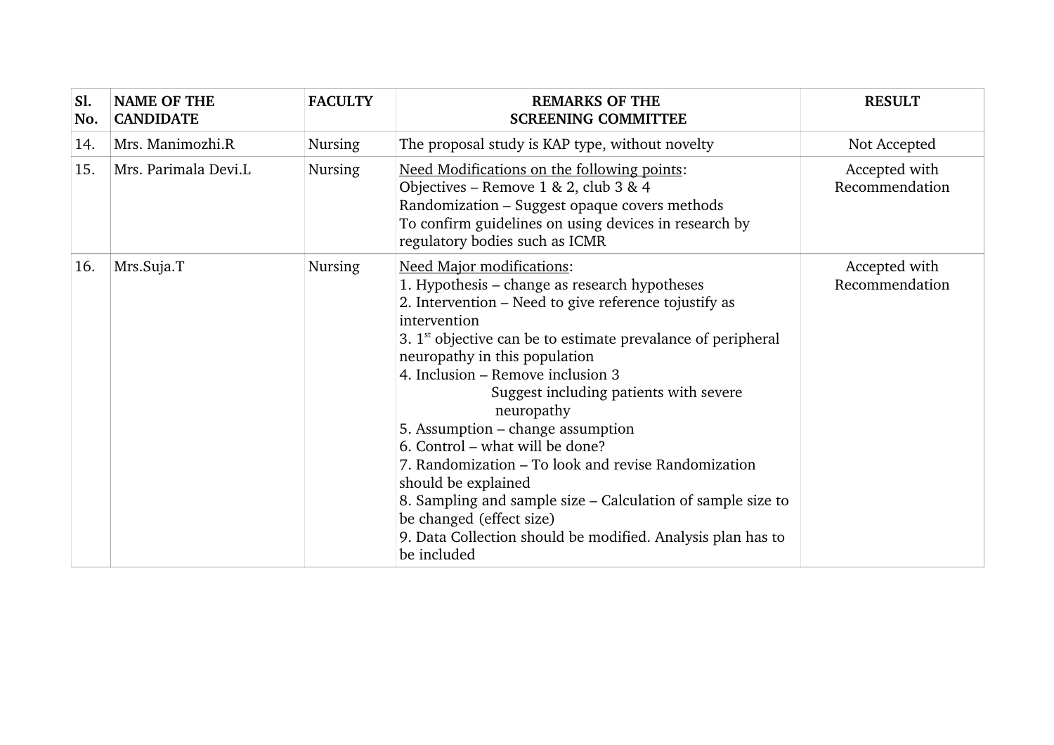| Sl. No. | NAME OF THE CANDIDATE | FACULTY | REMARKS OF THE SCREENING COMMITTEE | RESULT |
|---|---|---|---|---|
| 14. | Mrs. Manimozhi.R | Nursing | The proposal study is KAP type, without novelty | Not Accepted |
| 15. | Mrs. Parimala Devi.L | Nursing | <u>Need Modifications on the following points</u>:<br>Objectives – Remove 1 & 2, club 3 & 4<br>Randomization – Suggest opaque covers methods<br>To confirm guidelines on using devices in research by regulatory bodies such as ICMR | Accepted with Recommendation |
| 16. | Mrs.Suja.T | Nursing | <u>Need Major modifications</u>:<br>1. Hypothesis – change as research hypotheses<br>2. Intervention – Need to give reference tojustify as intervention<br>3. 1st objective can be to estimate prevalance of peripheral neuropathy in this population<br>4. Inclusion – Remove inclusion 3<br>Suggest including patients with severe neuropathy<br>5. Assumption – change assumption<br>6. Control – what will be done?<br>7. Randomization – To look and revise Randomization should be explained<br>8. Sampling and sample size – Calculation of sample size to be changed (effect size)<br>9. Data Collection should be modified. Analysis plan has to be included | Accepted with Recommendation |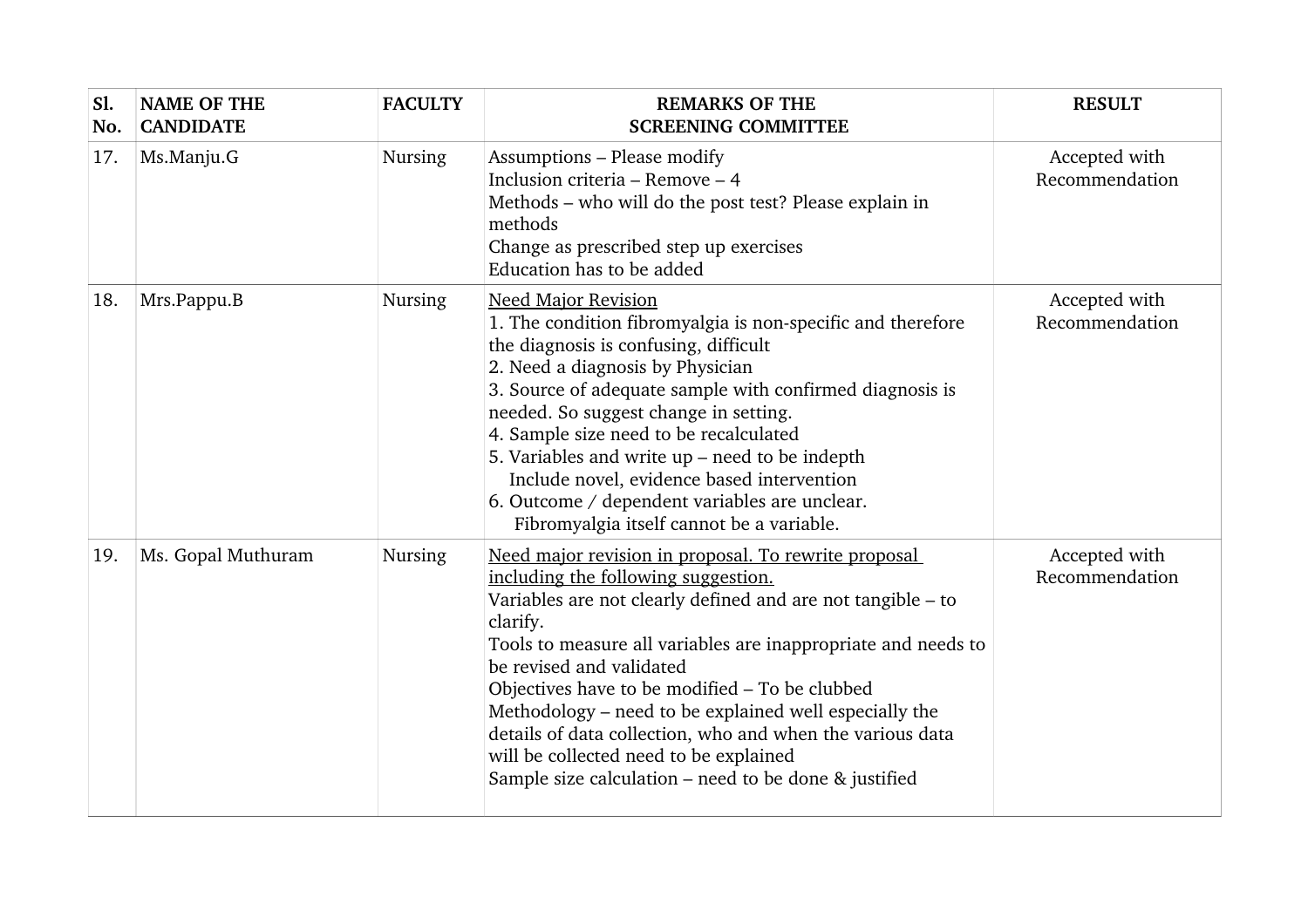| Sl. No. | NAME OF THE CANDIDATE | FACULTY | REMARKS OF THE SCREENING COMMITTEE | RESULT |
|---|---|---|---|---|
| 17. | Ms.Manju.G | Nursing | Assumptions – Please modify<br>Inclusion criteria – Remove – 4<br>Methods – who will do the post test? Please explain in methods<br>Change as prescribed step up exercises<br>Education has to be added | Accepted with Recommendation |
| 18. | Mrs.Pappu.B | Nursing | <u>Need Major Revision</u><br>1. The condition fibromyalgia is non-specific and therefore the diagnosis is confusing, difficult<br>2. Need a diagnosis by Physician<br>3. Source of adequate sample with confirmed diagnosis is needed. So suggest change in setting.<br>4. Sample size need to be recalculated<br>5. Variables and write up – need to be indepth Include novel, evidence based intervention<br>6. Outcome / dependent variables are unclear. Fibromyalgia itself cannot be a variable. | Accepted with Recommendation |
| 19. | Ms. Gopal Muthuram | Nursing | <u>Need major revision in proposal. To rewrite proposal including the following suggestion.</u><br>Variables are not clearly defined and are not tangible – to clarify.<br>Tools to measure all variables are inappropriate and needs to be revised and validated<br>Objectives have to be modified – To be clubbed<br>Methodology – need to be explained well especially the details of data collection, who and when the various data will be collected need to be explained<br>Sample size calculation – need to be done & justified | Accepted with Recommendation |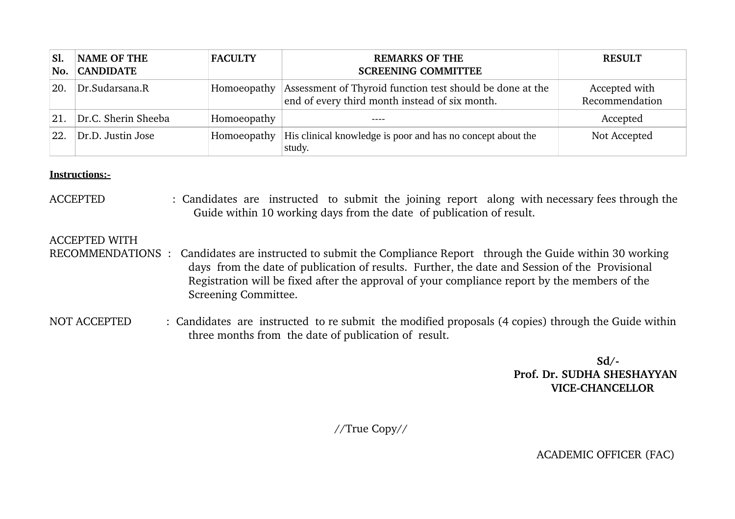| Sl. No. | NAME OF THE CANDIDATE | FACULTY | REMARKS OF THE SCREENING COMMITTEE | RESULT |
|---|---|---|---|---|
| 20. | Dr.Sudarsana.R | Homoeopathy | Assessment of Thyroid function test should be done at the end of every third month instead of six month. | Accepted with Recommendation |
| 21. | Dr.C. Sherin Sheeba | Homoeopathy | ---- | Accepted |
| 22. | Dr.D. Justin Jose | Homoeopathy | His clinical knowledge is poor and has no concept about the study. | Not Accepted |

**Instructions:-**

ACCEPTED : Candidates are instructed to submit the joining report along with necessary fees through the Guide within 10 working days from the date of publication of result.

ACCEPTED WITH RECOMMENDATIONS : Candidates are instructed to submit the Compliance Report through the Guide within 30 working days from the date of publication of results. Further, the date and Session of the Provisional Registration will be fixed after the approval of your compliance report by the members of the Screening Committee.

NOT ACCEPTED : Candidates are instructed to re submit the modified proposals (4 copies) through the Guide within three months from the date of publication of result.

**Sd/-**
**Prof. Dr. SUDHA SHESHAYYAN**
**VICE-CHANCELLOR**

//True Copy//

ACADEMIC OFFICER (FAC)